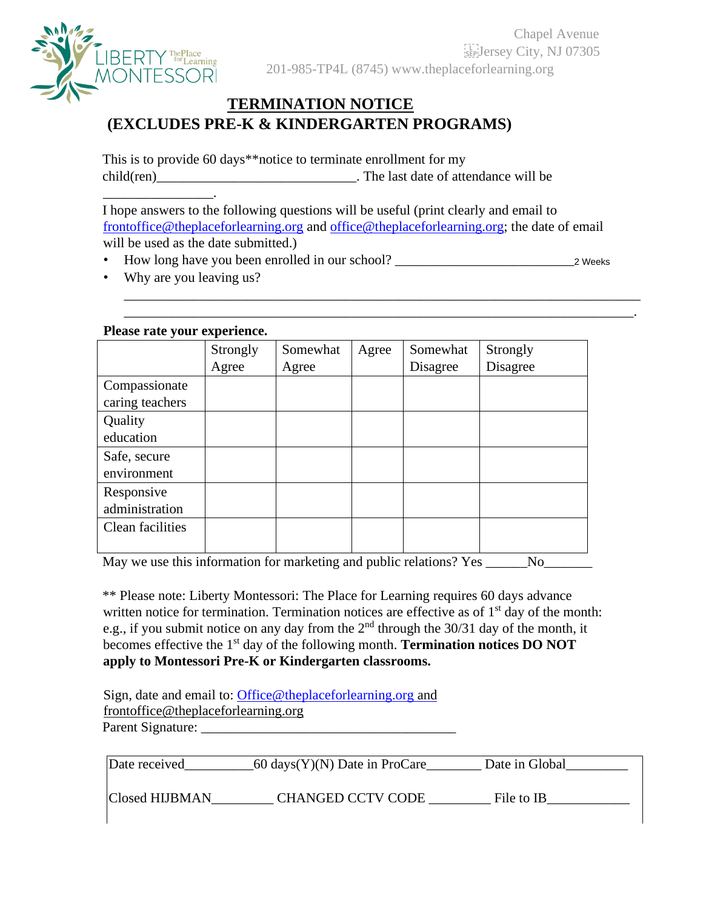Chapel Avenue
Jersey City, NJ 07305
201-985-TP4L (8745) www.theplaceforlearning.org

# TERMINATION NOTICE
## (EXCLUDES PRE-K & KINDERGARTEN PROGRAMS)

This is to provide 60 days**notice to terminate enrollment for my child(ren)_____________________________. The last date of attendance will be ________________.

I hope answers to the following questions will be useful (print clearly and email to frontoffice@theplaceforlearning.org and office@theplaceforlearning.org; the date of email will be used as the date submitted.)

- How long have you been enrolled in our school? __________________________ 2 Weeks
- Why are you leaving us?

  _____________________________________________________________________________
  _____________________________________________________________________________.

**Please rate your experience.**

| | Strongly Agree | Somewhat Agree | Agree | Somewhat Disagree | Strongly Disagree |
|---|---|---|---|---|---|
| Compassionate caring teachers | | | | | |
| Quality education | | | | | |
| Safe, secure environment | | | | | |
| Responsive administration | | | | | |
| Clean facilities | | | | | |

May we use this information for marketing and public relations? Yes ______No_______

** Please note: Liberty Montessori: The Place for Learning requires 60 days advance written notice for termination. Termination notices are effective as of 1st day of the month: e.g., if you submit notice on any day from the 2nd through the 30/31 day of the month, it becomes effective the 1st day of the following month. **Termination notices DO NOT apply to Montessori Pre-K or Kindergarten classrooms.**

Sign, date and email to: Office@theplaceforlearning.org and frontoffice@theplaceforlearning.org
Parent Signature: ____________________________________

Date received__________60 days(Y)(N) Date in ProCare________ Date in Global_________

Closed HIJBMAN_________ CHANGED CCTV CODE _________ File to IB____________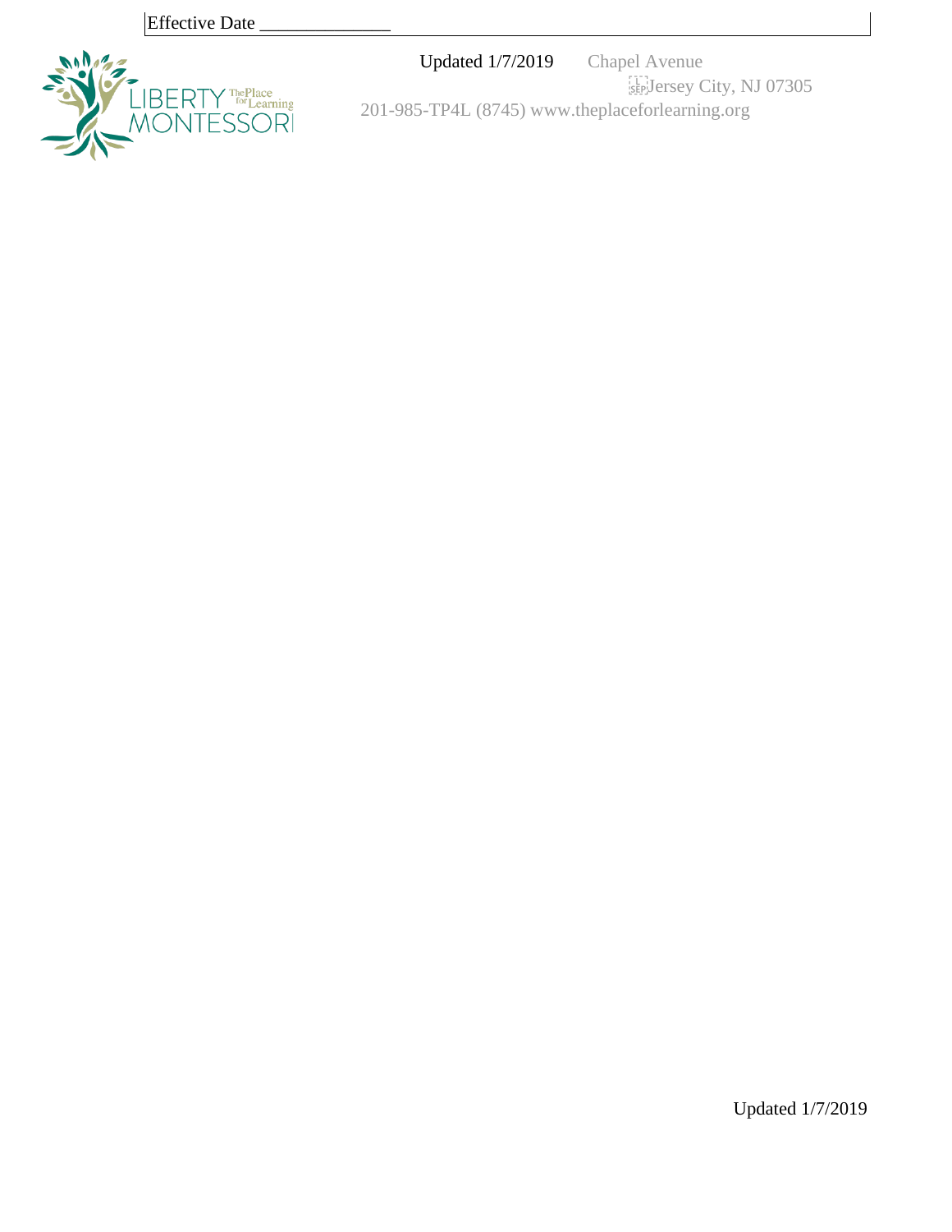Effective Date ______________

Updated 1/7/2019

Chapel Avenue
Jersey City, NJ 07305
201-985-TP4L (8745) www.theplaceforlearning.org